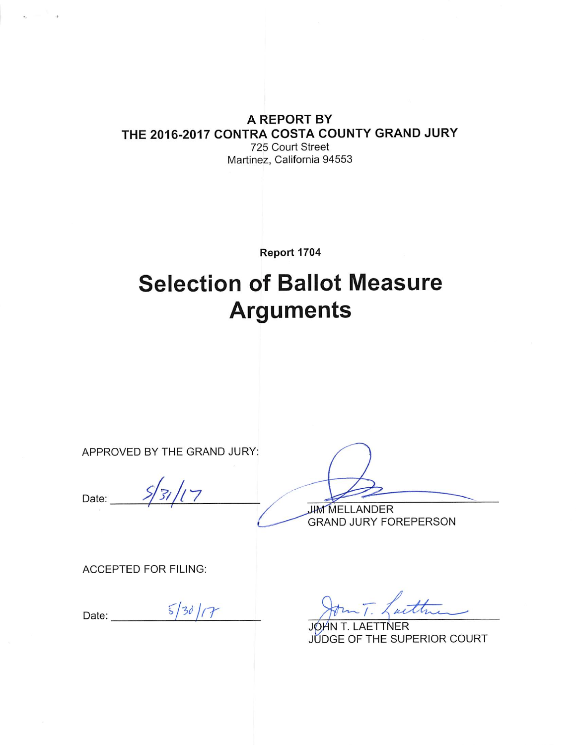**A REPORT BY**
**THE 2016-2017 CONTRA COSTA COUNTY GRAND JURY**
725 Court Street
Martinez, California 94553

**Report 1704**

# Selection of Ballot Measure Arguments

APPROVED BY THE GRAND JURY:

Date: 5/31/17

JIM MELLANDER
GRAND JURY FOREPERSON

ACCEPTED FOR FILING:

Date: 5/30/17

JOHN T. LAETTNER
JUDGE OF THE SUPERIOR COURT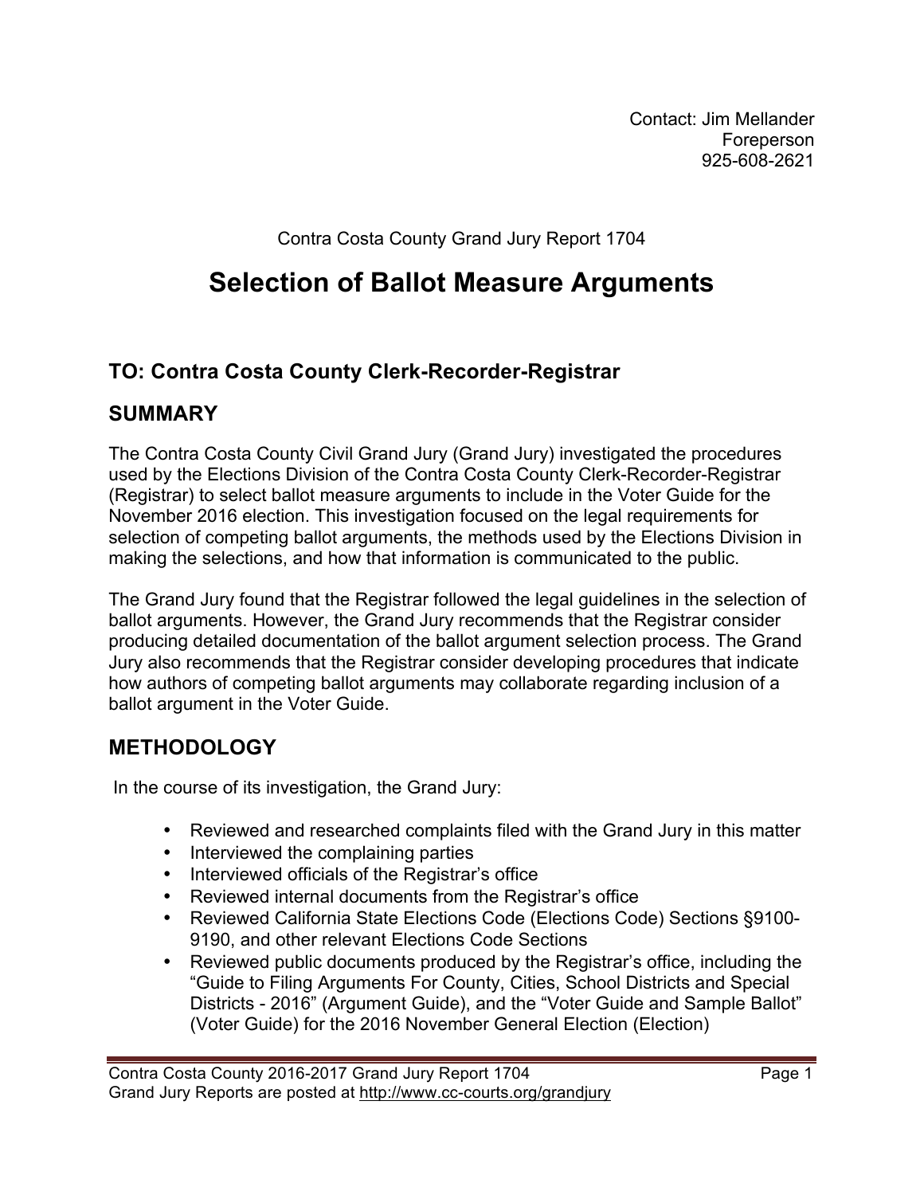Contact: Jim Mellander
Foreperson
925-608-2621

Contra Costa County Grand Jury Report 1704

# Selection of Ballot Measure Arguments

## TO: Contra Costa County Clerk-Recorder-Registrar

## SUMMARY

The Contra Costa County Civil Grand Jury (Grand Jury) investigated the procedures used by the Elections Division of the Contra Costa County Clerk-Recorder-Registrar (Registrar) to select ballot measure arguments to include in the Voter Guide for the November 2016 election. This investigation focused on the legal requirements for selection of competing ballot arguments, the methods used by the Elections Division in making the selections, and how that information is communicated to the public.

The Grand Jury found that the Registrar followed the legal guidelines in the selection of ballot arguments. However, the Grand Jury recommends that the Registrar consider producing detailed documentation of the ballot argument selection process. The Grand Jury also recommends that the Registrar consider developing procedures that indicate how authors of competing ballot arguments may collaborate regarding inclusion of a ballot argument in the Voter Guide.

## METHODOLOGY

In the course of its investigation, the Grand Jury:

- Reviewed and researched complaints filed with the Grand Jury in this matter
- Interviewed the complaining parties
- Interviewed officials of the Registrar's office
- Reviewed internal documents from the Registrar's office
- Reviewed California State Elections Code (Elections Code) Sections §9100-9190, and other relevant Elections Code Sections
- Reviewed public documents produced by the Registrar's office, including the "Guide to Filing Arguments For County, Cities, School Districts and Special Districts - 2016" (Argument Guide), and the "Voter Guide and Sample Ballot" (Voter Guide) for the 2016 November General Election (Election)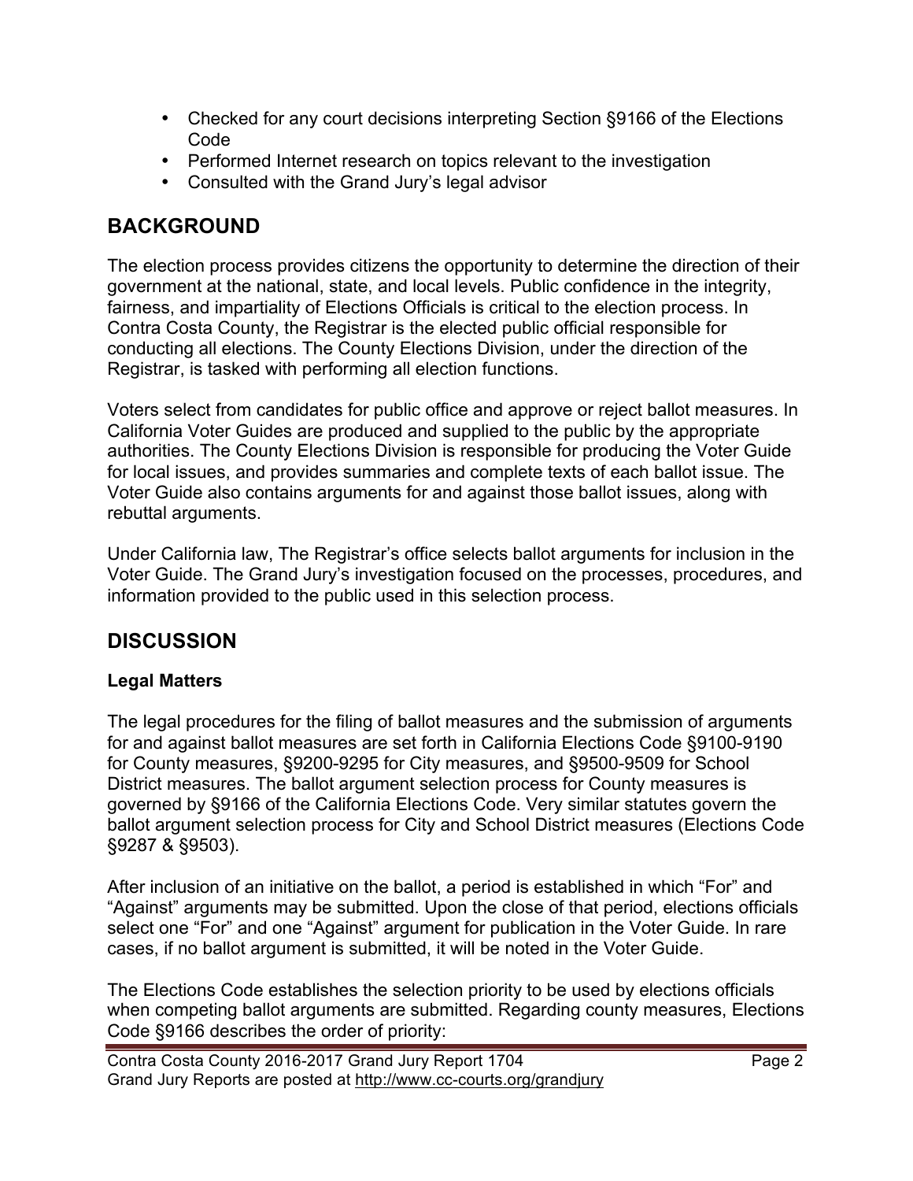- Checked for any court decisions interpreting Section §9166 of the Elections Code
- Performed Internet research on topics relevant to the investigation
- Consulted with the Grand Jury's legal advisor

## BACKGROUND

The election process provides citizens the opportunity to determine the direction of their government at the national, state, and local levels. Public confidence in the integrity, fairness, and impartiality of Elections Officials is critical to the election process. In Contra Costa County, the Registrar is the elected public official responsible for conducting all elections. The County Elections Division, under the direction of the Registrar, is tasked with performing all election functions.

Voters select from candidates for public office and approve or reject ballot measures. In California Voter Guides are produced and supplied to the public by the appropriate authorities. The County Elections Division is responsible for producing the Voter Guide for local issues, and provides summaries and complete texts of each ballot issue. The Voter Guide also contains arguments for and against those ballot issues, along with rebuttal arguments.

Under California law, The Registrar's office selects ballot arguments for inclusion in the Voter Guide. The Grand Jury's investigation focused on the processes, procedures, and information provided to the public used in this selection process.

## DISCUSSION

### Legal Matters

The legal procedures for the filing of ballot measures and the submission of arguments for and against ballot measures are set forth in California Elections Code §9100-9190 for County measures, §9200-9295 for City measures, and §9500-9509 for School District measures. The ballot argument selection process for County measures is governed by §9166 of the California Elections Code. Very similar statutes govern the ballot argument selection process for City and School District measures (Elections Code §9287 & §9503).

After inclusion of an initiative on the ballot, a period is established in which "For" and "Against" arguments may be submitted. Upon the close of that period, elections officials select one "For" and one "Against" argument for publication in the Voter Guide. In rare cases, if no ballot argument is submitted, it will be noted in the Voter Guide.

The Elections Code establishes the selection priority to be used by elections officials when competing ballot arguments are submitted. Regarding county measures, Elections Code §9166 describes the order of priority: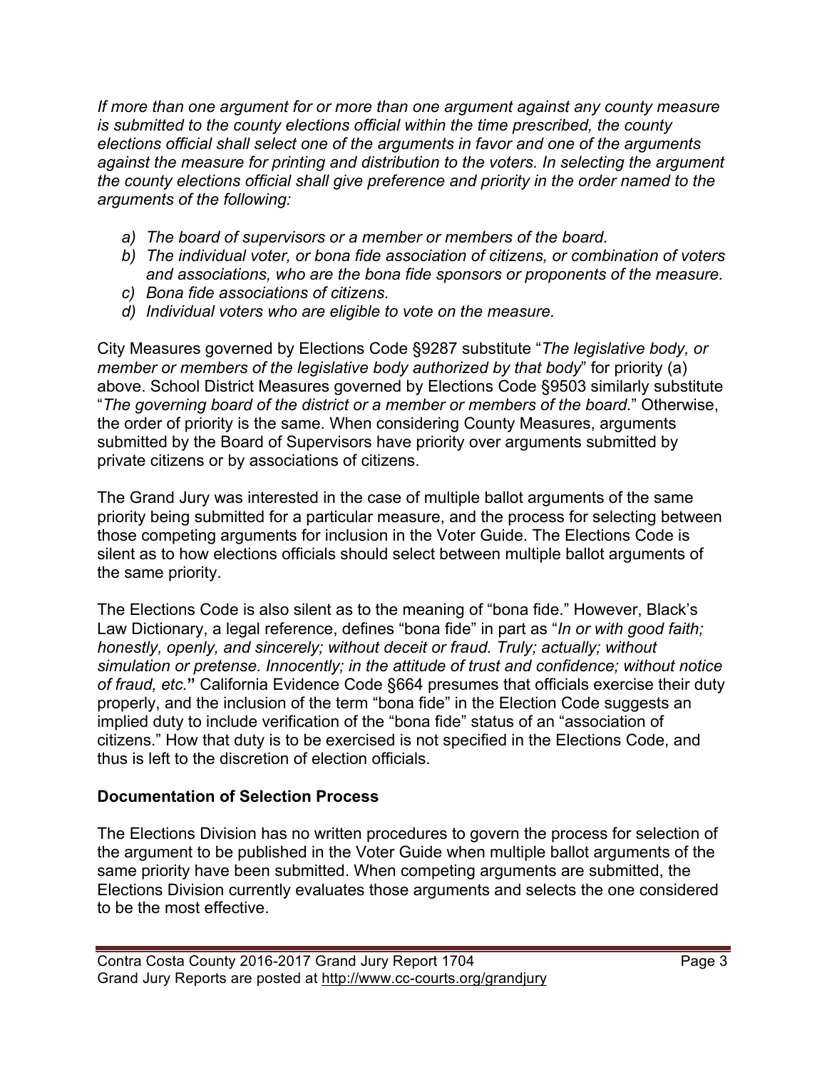*If more than one argument for or more than one argument against any county measure is submitted to the county elections official within the time prescribed, the county elections official shall select one of the arguments in favor and one of the arguments against the measure for printing and distribution to the voters. In selecting the argument the county elections official shall give preference and priority in the order named to the arguments of the following:*

- *a) The board of supervisors or a member or members of the board.*
- *b) The individual voter, or bona fide association of citizens, or combination of voters and associations, who are the bona fide sponsors or proponents of the measure.*
- *c) Bona fide associations of citizens.*
- *d) Individual voters who are eligible to vote on the measure.*

City Measures governed by Elections Code §9287 substitute "*The legislative body, or member or members of the legislative body authorized by that body*" for priority (a) above. School District Measures governed by Elections Code §9503 similarly substitute "*The governing board of the district or a member or members of the board.*" Otherwise, the order of priority is the same. When considering County Measures, arguments submitted by the Board of Supervisors have priority over arguments submitted by private citizens or by associations of citizens.

The Grand Jury was interested in the case of multiple ballot arguments of the same priority being submitted for a particular measure, and the process for selecting between those competing arguments for inclusion in the Voter Guide. The Elections Code is silent as to how elections officials should select between multiple ballot arguments of the same priority.

The Elections Code is also silent as to the meaning of "bona fide." However, Black's Law Dictionary, a legal reference, defines "bona fide" in part as "*In or with good faith; honestly, openly, and sincerely; without deceit or fraud. Truly; actually; without simulation or pretense. Innocently; in the attitude of trust and confidence; without notice of fraud, etc.*" California Evidence Code §664 presumes that officials exercise their duty properly, and the inclusion of the term "bona fide" in the Election Code suggests an implied duty to include verification of the "bona fide" status of an "association of citizens." How that duty is to be exercised is not specified in the Elections Code, and thus is left to the discretion of election officials.

## Documentation of Selection Process

The Elections Division has no written procedures to govern the process for selection of the argument to be published in the Voter Guide when multiple ballot arguments of the same priority have been submitted. When competing arguments are submitted, the Elections Division currently evaluates those arguments and selects the one considered to be the most effective.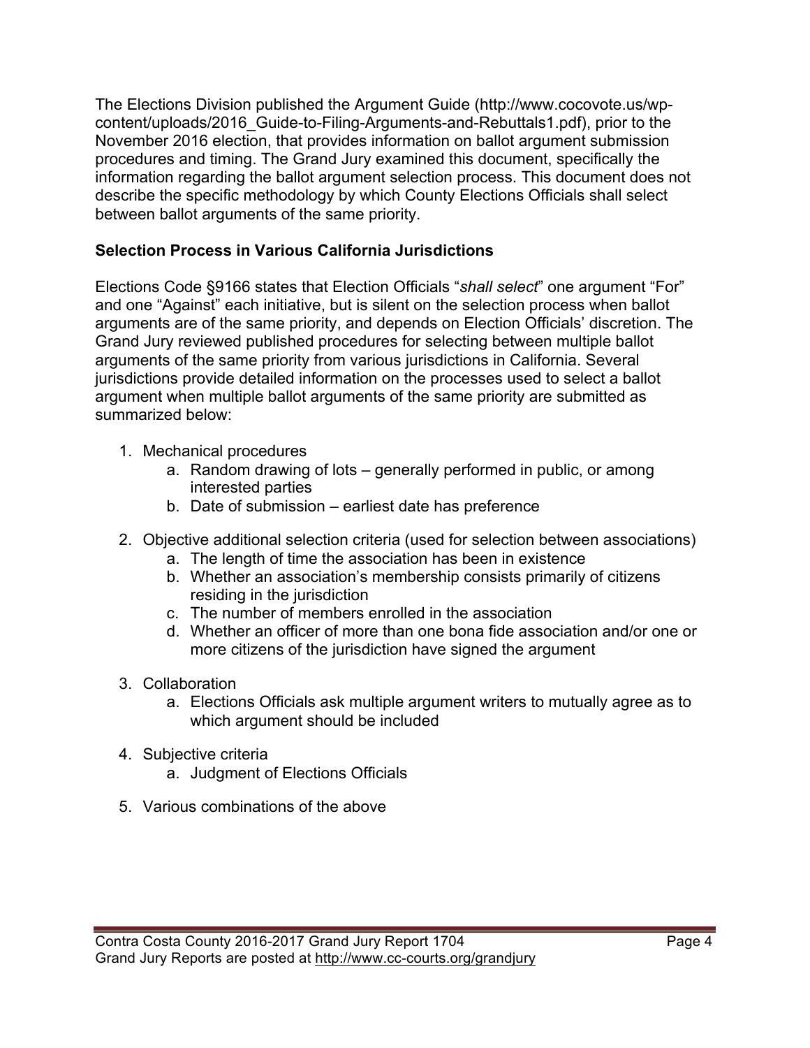The Elections Division published the Argument Guide (http://www.cocovote.us/wp-content/uploads/2016_Guide-to-Filing-Arguments-and-Rebuttals1.pdf), prior to the November 2016 election, that provides information on ballot argument submission procedures and timing. The Grand Jury examined this document, specifically the information regarding the ballot argument selection process. This document does not describe the specific methodology by which County Elections Officials shall select between ballot arguments of the same priority.

**Selection Process in Various California Jurisdictions**

Elections Code §9166 states that Election Officials "*shall select*" one argument "For" and one "Against" each initiative, but is silent on the selection process when ballot arguments are of the same priority, and depends on Election Officials' discretion. The Grand Jury reviewed published procedures for selecting between multiple ballot arguments of the same priority from various jurisdictions in California. Several jurisdictions provide detailed information on the processes used to select a ballot argument when multiple ballot arguments of the same priority are submitted as summarized below:

1. Mechanical procedures
    a. Random drawing of lots – generally performed in public, or among interested parties
    b. Date of submission – earliest date has preference
2. Objective additional selection criteria (used for selection between associations)
    a. The length of time the association has been in existence
    b. Whether an association's membership consists primarily of citizens residing in the jurisdiction
    c. The number of members enrolled in the association
    d. Whether an officer of more than one bona fide association and/or one or more citizens of the jurisdiction have signed the argument
3. Collaboration
    a. Elections Officials ask multiple argument writers to mutually agree as to which argument should be included
4. Subjective criteria
    a. Judgment of Elections Officials
5. Various combinations of the above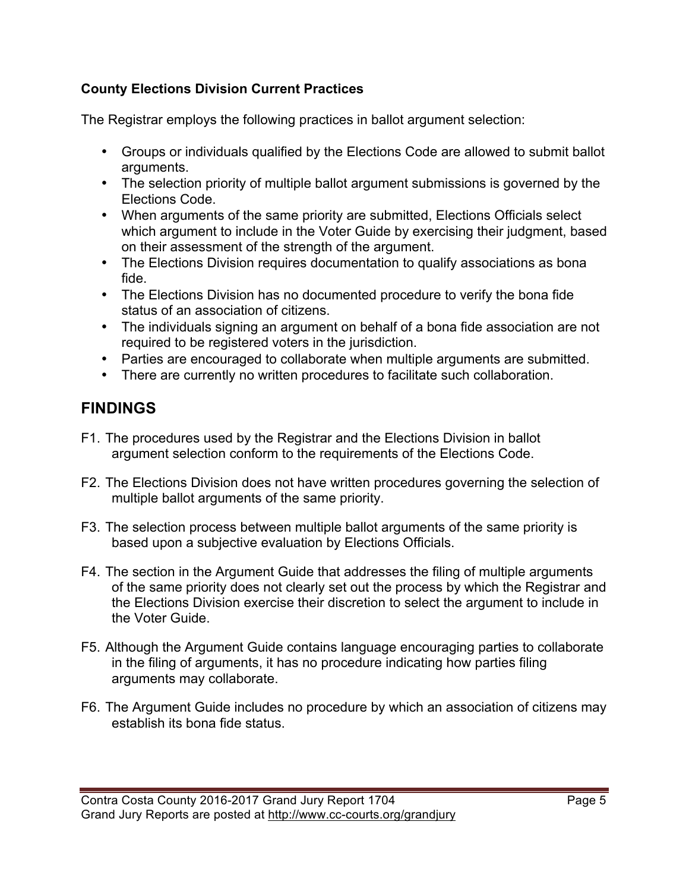**County Elections Division Current Practices**

The Registrar employs the following practices in ballot argument selection:

- Groups or individuals qualified by the Elections Code are allowed to submit ballot arguments.
- The selection priority of multiple ballot argument submissions is governed by the Elections Code.
- When arguments of the same priority are submitted, Elections Officials select which argument to include in the Voter Guide by exercising their judgment, based on their assessment of the strength of the argument.
- The Elections Division requires documentation to qualify associations as bona fide.
- The Elections Division has no documented procedure to verify the bona fide status of an association of citizens.
- The individuals signing an argument on behalf of a bona fide association are not required to be registered voters in the jurisdiction.
- Parties are encouraged to collaborate when multiple arguments are submitted.
- There are currently no written procedures to facilitate such collaboration.

## FINDINGS

F1. The procedures used by the Registrar and the Elections Division in ballot argument selection conform to the requirements of the Elections Code.

F2. The Elections Division does not have written procedures governing the selection of multiple ballot arguments of the same priority.

F3. The selection process between multiple ballot arguments of the same priority is based upon a subjective evaluation by Elections Officials.

F4. The section in the Argument Guide that addresses the filing of multiple arguments of the same priority does not clearly set out the process by which the Registrar and the Elections Division exercise their discretion to select the argument to include in the Voter Guide.

F5. Although the Argument Guide contains language encouraging parties to collaborate in the filing of arguments, it has no procedure indicating how parties filing arguments may collaborate.

F6. The Argument Guide includes no procedure by which an association of citizens may establish its bona fide status.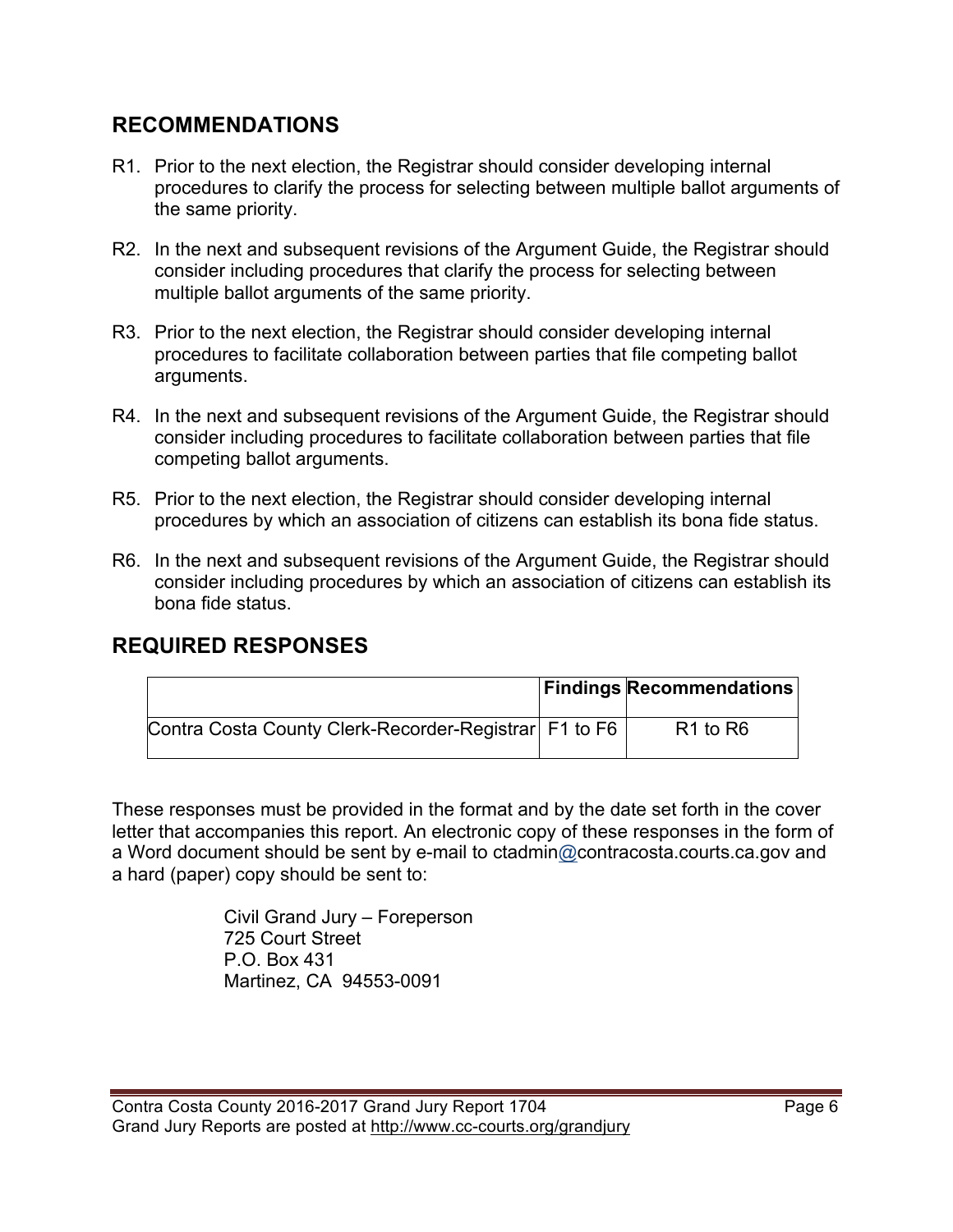## RECOMMENDATIONS

R1. Prior to the next election, the Registrar should consider developing internal procedures to clarify the process for selecting between multiple ballot arguments of the same priority.

R2. In the next and subsequent revisions of the Argument Guide, the Registrar should consider including procedures that clarify the process for selecting between multiple ballot arguments of the same priority.

R3. Prior to the next election, the Registrar should consider developing internal procedures to facilitate collaboration between parties that file competing ballot arguments.

R4. In the next and subsequent revisions of the Argument Guide, the Registrar should consider including procedures to facilitate collaboration between parties that file competing ballot arguments.

R5. Prior to the next election, the Registrar should consider developing internal procedures by which an association of citizens can establish its bona fide status.

R6. In the next and subsequent revisions of the Argument Guide, the Registrar should consider including procedures by which an association of citizens can establish its bona fide status.

## REQUIRED RESPONSES

| | **Findings** | **Recommendations** |
|---|---|---|
| Contra Costa County Clerk-Recorder-Registrar | F1 to F6 | R1 to R6 |

These responses must be provided in the format and by the date set forth in the cover letter that accompanies this report. An electronic copy of these responses in the form of a Word document should be sent by e-mail to ctadmin@contracosta.courts.ca.gov and a hard (paper) copy should be sent to:

Civil Grand Jury – Foreperson
725 Court Street
P.O. Box 431
Martinez, CA 94553-0091